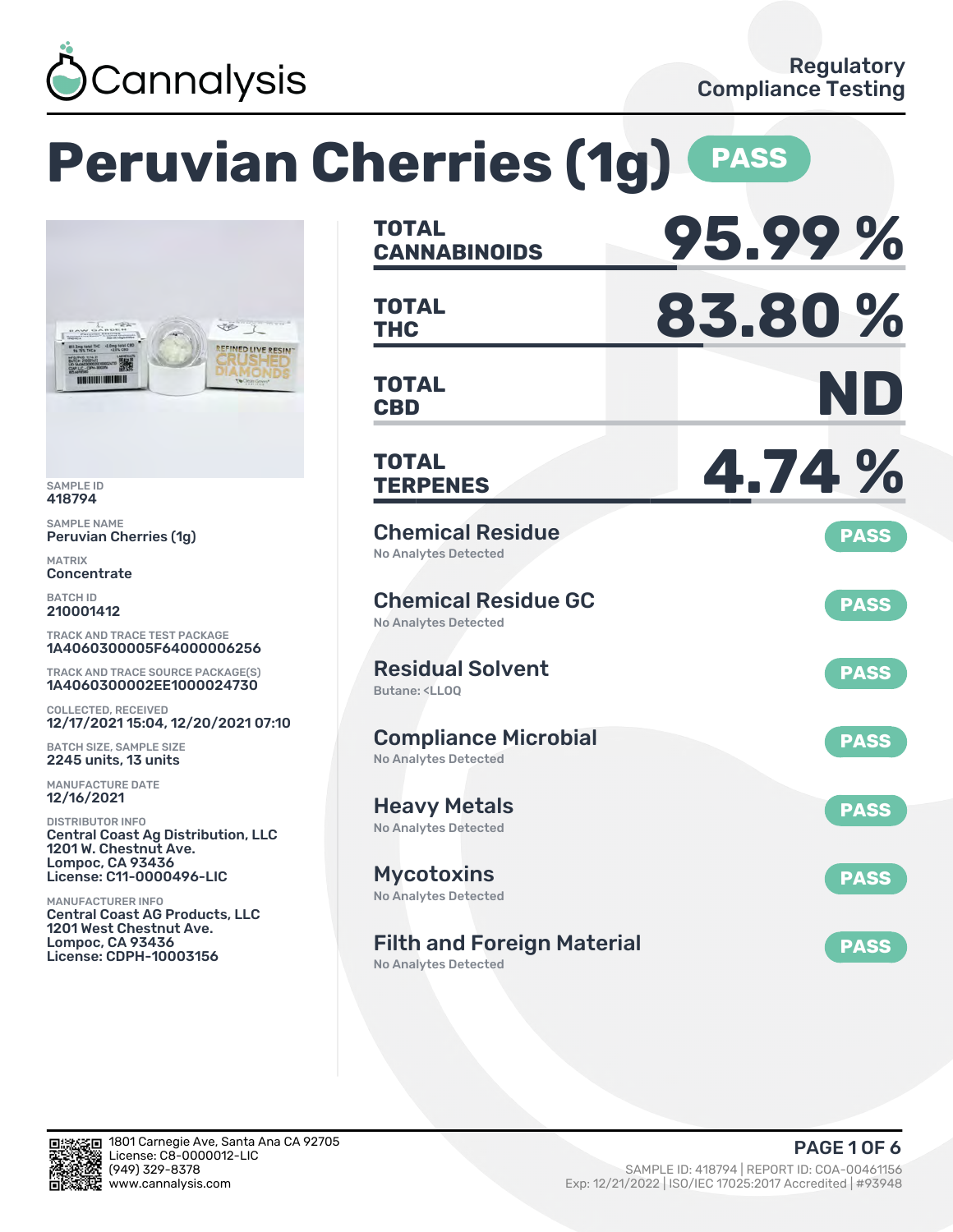Cannalysis

Regulatory Compliance Testing

# Peruvian Cherries (1g) PASS

SAMPLE ID
418794

SAMPLE NAME
Peruvian Cherries (1g)

MATRIX
Concentrate

BATCH ID
210001412

TRACK AND TRACE TEST PACKAGE
1A4060300005F64000006256

TRACK AND TRACE SOURCE PACKAGE(S)
1A4060300002EE1000024730

COLLECTED, RECEIVED
12/17/2021 15:04, 12/20/2021 07:10

BATCH SIZE, SAMPLE SIZE
2245 units, 13 units

MANUFACTURE DATE
12/16/2021

DISTRIBUTOR INFO
Central Coast Ag Distribution, LLC
1201 W. Chestnut Ave.
Lompoc, CA 93436
License: C11-0000496-LIC

MANUFACTURER INFO
Central Coast AG Products, LLC
1201 West Chestnut Ave.
Lompoc, CA 93436
License: CDPH-10003156

| | |
|---|---|
| **TOTAL CANNABINOIDS** | **95.99 %** |
| **TOTAL THC** | **83.80 %** |
| **TOTAL CBD** | **ND** |
| **TOTAL TERPENES** | **4.74 %** |

| Test | Result | Status |
|---|---|---|
| Chemical Residue | No Analytes Detected | PASS |
| Chemical Residue GC | No Analytes Detected | PASS |
| Residual Solvent | Butane: <LLOQ | PASS |
| Compliance Microbial | No Analytes Detected | PASS |
| Heavy Metals | No Analytes Detected | PASS |
| Mycotoxins | No Analytes Detected | PASS |
| Filth and Foreign Material | No Analytes Detected | PASS |

1801 Carnegie Ave, Santa Ana CA 92705
License: C8-0000012-LIC
(949) 329-8378
www.cannalysis.com

SAMPLE ID: 418794 | REPORT ID: COA-00461156
Exp: 12/21/2022 | ISO/IEC 17025:2017 Accredited | #93948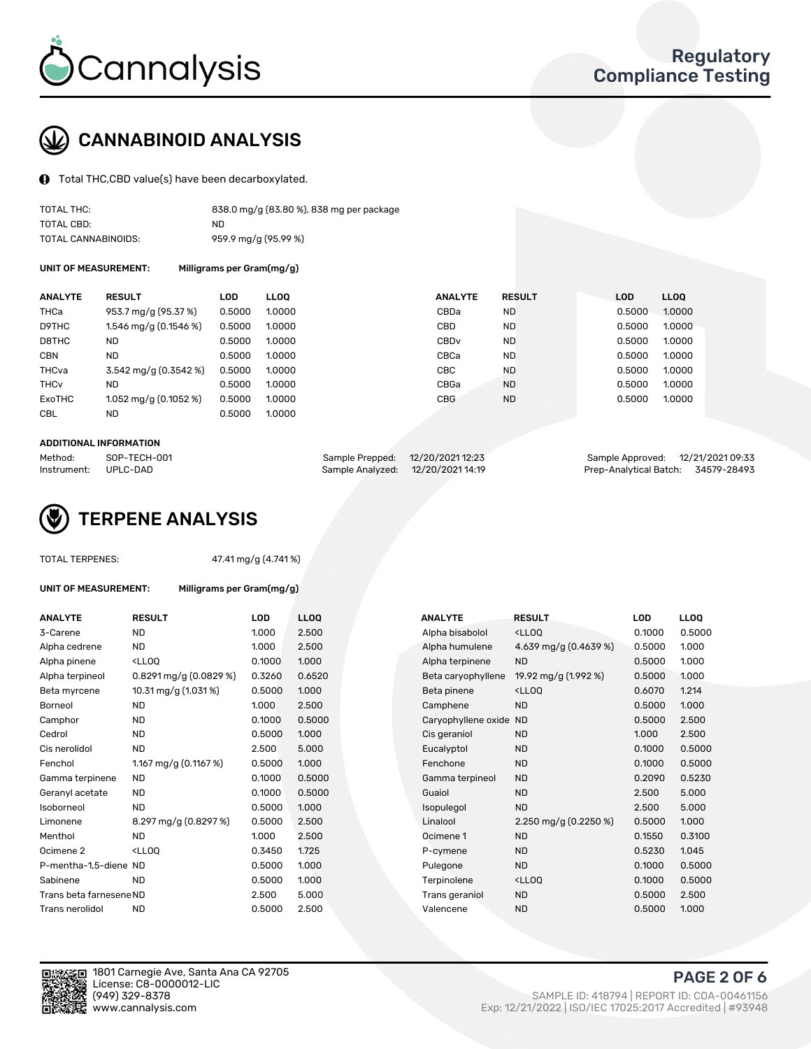# CANNABINOID ANALYSIS

Total THC,CBD value(s) have been decarboxylated.

| | |
|---|---|
| TOTAL THC: | 838.0 mg/g (83.80 %), 838 mg per package |
| TOTAL CBD: | ND |
| TOTAL CANNABINOIDS: | 959.9 mg/g (95.99 %) |

**UNIT OF MEASUREMENT:** Milligrams per Gram(mg/g)

| ANALYTE | RESULT | LOD | LLOQ | ANALYTE | RESULT | LOD | LLOQ |
|---|---|---|---|---|---|---|---|
| THCa | 953.7 mg/g (95.37 %) | 0.5000 | 1.0000 | CBDa | ND | 0.5000 | 1.0000 |
| D9THC | 1.546 mg/g (0.1546 %) | 0.5000 | 1.0000 | CBD | ND | 0.5000 | 1.0000 |
| D8THC | ND | 0.5000 | 1.0000 | CBDv | ND | 0.5000 | 1.0000 |
| CBN | ND | 0.5000 | 1.0000 | CBCa | ND | 0.5000 | 1.0000 |
| THCva | 3.542 mg/g (0.3542 %) | 0.5000 | 1.0000 | CBC | ND | 0.5000 | 1.0000 |
| THCv | ND | 0.5000 | 1.0000 | CBGa | ND | 0.5000 | 1.0000 |
| ExoTHC | 1.052 mg/g (0.1052 %) | 0.5000 | 1.0000 | CBG | ND | 0.5000 | 1.0000 |
| CBL | ND | 0.5000 | 1.0000 | | | | |

**ADDITIONAL INFORMATION**

| | | | | | |
|---|---|---|---|---|---|
| Method: | SOP-TECH-001 | Sample Prepped: | 12/20/2021 12:23 | Sample Approved: | 12/21/2021 09:33 |
| Instrument: | UPLC-DAD | Sample Analyzed: | 12/20/2021 14:19 | Prep-Analytical Batch: | 34579-28493 |

# TERPENE ANALYSIS

TOTAL TERPENES: 47.41 mg/g (4.741 %)

**UNIT OF MEASUREMENT:** Milligrams per Gram(mg/g)

| ANALYTE | RESULT | LOD | LLOQ | ANALYTE | RESULT | LOD | LLOQ |
|---|---|---|---|---|---|---|---|
| 3-Carene | ND | 1.000 | 2.500 | Alpha bisabolol | <LLOQ | 0.1000 | 0.5000 |
| Alpha cedrene | ND | 1.000 | 2.500 | Alpha humulene | 4.639 mg/g (0.4639 %) | 0.5000 | 1.000 |
| Alpha pinene | <LLOQ | 0.1000 | 1.000 | Alpha terpinene | ND | 0.5000 | 1.000 |
| Alpha terpineol | 0.8291 mg/g (0.0829 %) | 0.3260 | 0.6520 | Beta caryophyllene | 19.92 mg/g (1.992 %) | 0.5000 | 1.000 |
| Beta myrcene | 10.31 mg/g (1.031 %) | 0.5000 | 1.000 | Beta pinene | <LLOQ | 0.6070 | 1.214 |
| Borneol | ND | 1.000 | 2.500 | Camphene | ND | 0.5000 | 1.000 |
| Camphor | ND | 0.1000 | 0.5000 | Caryophyllene oxide | ND | 0.5000 | 2.500 |
| Cedrol | ND | 0.5000 | 1.000 | Cis geraniol | ND | 1.000 | 2.500 |
| Cis nerolidol | ND | 2.500 | 5.000 | Eucalyptol | ND | 0.1000 | 0.5000 |
| Fenchol | 1.167 mg/g (0.1167 %) | 0.5000 | 1.000 | Fenchone | ND | 0.1000 | 0.5000 |
| Gamma terpinene | ND | 0.1000 | 0.5000 | Gamma terpineol | ND | 0.2090 | 0.5230 |
| Geranyl acetate | ND | 0.1000 | 0.5000 | Guaiol | ND | 2.500 | 5.000 |
| Isoborneol | ND | 0.5000 | 1.000 | Isopulegol | ND | 2.500 | 5.000 |
| Limonene | 8.297 mg/g (0.8297 %) | 0.5000 | 2.500 | Linalool | 2.250 mg/g (0.2250 %) | 0.5000 | 1.000 |
| Menthol | ND | 1.000 | 2.500 | Ocimene 1 | ND | 0.1550 | 0.3100 |
| Ocimene 2 | <LLOQ | 0.3450 | 1.725 | P-cymene | ND | 0.5230 | 1.045 |
| P-mentha-1,5-diene | ND | 0.5000 | 1.000 | Pulegone | ND | 0.1000 | 0.5000 |
| Sabinene | ND | 0.5000 | 1.000 | Terpinolene | <LLOQ | 0.1000 | 0.5000 |
| Trans beta farnesene | ND | 2.500 | 5.000 | Trans geraniol | ND | 0.5000 | 2.500 |
| Trans nerolidol | ND | 0.5000 | 2.500 | Valencene | ND | 0.5000 | 1.000 |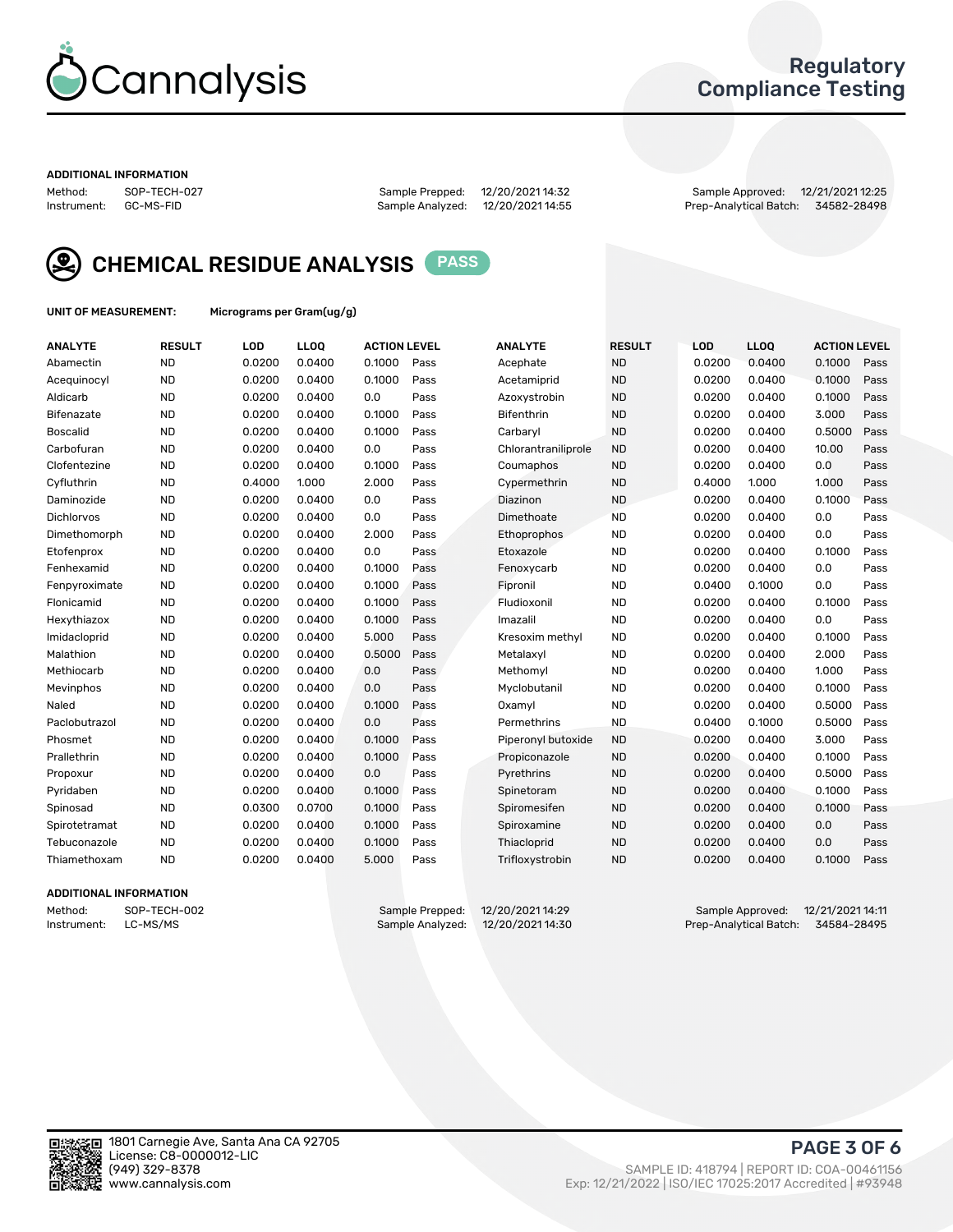Cannalysis

Regulatory Compliance Testing

**ADDITIONAL INFORMATION**

Method: SOP-TECH-027
Instrument: GC-MS-FID

Sample Prepped: 12/20/2021 14:32
Sample Analyzed: 12/20/2021 14:55

Sample Approved: 12/21/2021 12:25
Prep-Analytical Batch: 34582-28498

## CHEMICAL RESIDUE ANALYSIS — PASS

**UNIT OF MEASUREMENT:** Micrograms per Gram(ug/g)

| ANALYTE | RESULT | LOD | LLOQ | ACTION LEVEL | | ANALYTE | RESULT | LOD | LLOQ | ACTION LEVEL | |
|---|---|---|---|---|---|---|---|---|---|---|---|
| Abamectin | ND | 0.0200 | 0.0400 | 0.1000 | Pass | Acephate | ND | 0.0200 | 0.0400 | 0.1000 | Pass |
| Acequinocyl | ND | 0.0200 | 0.0400 | 0.1000 | Pass | Acetamiprid | ND | 0.0200 | 0.0400 | 0.1000 | Pass |
| Aldicarb | ND | 0.0200 | 0.0400 | 0.0 | Pass | Azoxystrobin | ND | 0.0200 | 0.0400 | 0.1000 | Pass |
| Bifenazate | ND | 0.0200 | 0.0400 | 0.1000 | Pass | Bifenthrin | ND | 0.0200 | 0.0400 | 3.000 | Pass |
| Boscalid | ND | 0.0200 | 0.0400 | 0.1000 | Pass | Carbaryl | ND | 0.0200 | 0.0400 | 0.5000 | Pass |
| Carbofuran | ND | 0.0200 | 0.0400 | 0.0 | Pass | Chlorantraniliprole | ND | 0.0200 | 0.0400 | 10.00 | Pass |
| Clofentezine | ND | 0.0200 | 0.0400 | 0.1000 | Pass | Coumaphos | ND | 0.0200 | 0.0400 | 0.0 | Pass |
| Cyfluthrin | ND | 0.4000 | 1.000 | 2.000 | Pass | Cypermethrin | ND | 0.4000 | 1.000 | 1.000 | Pass |
| Daminozide | ND | 0.0200 | 0.0400 | 0.0 | Pass | Diazinon | ND | 0.0200 | 0.0400 | 0.1000 | Pass |
| Dichlorvos | ND | 0.0200 | 0.0400 | 0.0 | Pass | Dimethoate | ND | 0.0200 | 0.0400 | 0.0 | Pass |
| Dimethomorph | ND | 0.0200 | 0.0400 | 2.000 | Pass | Ethoprophos | ND | 0.0200 | 0.0400 | 0.0 | Pass |
| Etofenprox | ND | 0.0200 | 0.0400 | 0.0 | Pass | Etoxazole | ND | 0.0200 | 0.0400 | 0.1000 | Pass |
| Fenhexamid | ND | 0.0200 | 0.0400 | 0.1000 | Pass | Fenoxycarb | ND | 0.0200 | 0.0400 | 0.0 | Pass |
| Fenpyroximate | ND | 0.0200 | 0.0400 | 0.1000 | Pass | Fipronil | ND | 0.0400 | 0.1000 | 0.0 | Pass |
| Flonicamid | ND | 0.0200 | 0.0400 | 0.1000 | Pass | Fludioxonil | ND | 0.0200 | 0.0400 | 0.1000 | Pass |
| Hexythiazox | ND | 0.0200 | 0.0400 | 0.1000 | Pass | Imazalil | ND | 0.0200 | 0.0400 | 0.0 | Pass |
| Imidacloprid | ND | 0.0200 | 0.0400 | 5.000 | Pass | Kresoxim methyl | ND | 0.0200 | 0.0400 | 0.1000 | Pass |
| Malathion | ND | 0.0200 | 0.0400 | 0.5000 | Pass | Metalaxyl | ND | 0.0200 | 0.0400 | 2.000 | Pass |
| Methiocarb | ND | 0.0200 | 0.0400 | 0.0 | Pass | Methomyl | ND | 0.0200 | 0.0400 | 1.000 | Pass |
| Mevinphos | ND | 0.0200 | 0.0400 | 0.0 | Pass | Myclobutanil | ND | 0.0200 | 0.0400 | 0.1000 | Pass |
| Naled | ND | 0.0200 | 0.0400 | 0.1000 | Pass | Oxamyl | ND | 0.0200 | 0.0400 | 0.5000 | Pass |
| Paclobutrazol | ND | 0.0200 | 0.0400 | 0.0 | Pass | Permethrins | ND | 0.0400 | 0.1000 | 0.5000 | Pass |
| Phosmet | ND | 0.0200 | 0.0400 | 0.1000 | Pass | Piperonyl butoxide | ND | 0.0200 | 0.0400 | 3.000 | Pass |
| Prallethrin | ND | 0.0200 | 0.0400 | 0.1000 | Pass | Propiconazole | ND | 0.0200 | 0.0400 | 0.1000 | Pass |
| Propoxur | ND | 0.0200 | 0.0400 | 0.0 | Pass | Pyrethrins | ND | 0.0200 | 0.0400 | 0.5000 | Pass |
| Pyridaben | ND | 0.0200 | 0.0400 | 0.1000 | Pass | Spinetoram | ND | 0.0200 | 0.0400 | 0.1000 | Pass |
| Spinosad | ND | 0.0300 | 0.0700 | 0.1000 | Pass | Spiromesifen | ND | 0.0200 | 0.0400 | 0.1000 | Pass |
| Spirotetramat | ND | 0.0200 | 0.0400 | 0.1000 | Pass | Spiroxamine | ND | 0.0200 | 0.0400 | 0.0 | Pass |
| Tebuconazole | ND | 0.0200 | 0.0400 | 0.1000 | Pass | Thiacloprid | ND | 0.0200 | 0.0400 | 0.0 | Pass |
| Thiamethoxam | ND | 0.0200 | 0.0400 | 5.000 | Pass | Trifloxystrobin | ND | 0.0200 | 0.0400 | 0.1000 | Pass |

**ADDITIONAL INFORMATION**

Method: SOP-TECH-002
Instrument: LC-MS/MS

Sample Prepped: 12/20/2021 14:29
Sample Analyzed: 12/20/2021 14:30

Sample Approved: 12/21/2021 14:11
Prep-Analytical Batch: 34584-28495

1801 Carnegie Ave, Santa Ana CA 92705
License: C8-0000012-LIC
(949) 329-8378
www.cannalysis.com

SAMPLE ID: 418794 | REPORT ID: COA-00461156
Exp: 12/21/2022 | ISO/IEC 17025:2017 Accredited | #93948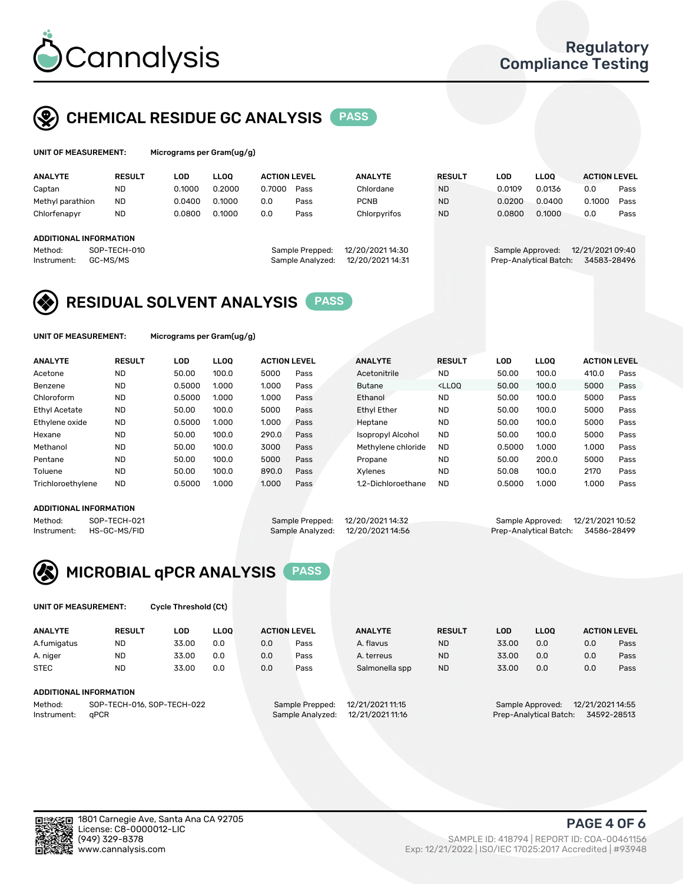# Cannalysis

Regulatory Compliance Testing

## CHEMICAL RESIDUE GC ANALYSIS PASS

**UNIT OF MEASUREMENT:** Micrograms per Gram(ug/g)

| ANALYTE | RESULT | LOD | LLOQ | ACTION LEVEL | | ANALYTE | RESULT | LOD | LLOQ | ACTION LEVEL | |
|---|---|---|---|---|---|---|---|---|---|---|---|
| Captan | ND | 0.1000 | 0.2000 | 0.7000 | Pass | Chlordane | ND | 0.0109 | 0.0136 | 0.0 | Pass |
| Methyl parathion | ND | 0.0400 | 0.1000 | 0.0 | Pass | PCNB | ND | 0.0200 | 0.0400 | 0.1000 | Pass |
| Chlorfenapyr | ND | 0.0800 | 0.1000 | 0.0 | Pass | Chlorpyrifos | ND | 0.0800 | 0.1000 | 0.0 | Pass |

**ADDITIONAL INFORMATION**

Method: SOP-TECH-010
Instrument: GC-MS/MS
Sample Prepped: 12/20/2021 14:30
Sample Analyzed: 12/20/2021 14:31
Sample Approved: 12/21/2021 09:40
Prep-Analytical Batch: 34583-28496

## RESIDUAL SOLVENT ANALYSIS PASS

**UNIT OF MEASUREMENT:** Micrograms per Gram(ug/g)

| ANALYTE | RESULT | LOD | LLOQ | ACTION LEVEL | | ANALYTE | RESULT | LOD | LLOQ | ACTION LEVEL | |
|---|---|---|---|---|---|---|---|---|---|---|---|
| Acetone | ND | 50.00 | 100.0 | 5000 | Pass | Acetonitrile | ND | 50.00 | 100.0 | 410.0 | Pass |
| Benzene | ND | 0.5000 | 1.000 | 1.000 | Pass | Butane | <LLOQ | 50.00 | 100.0 | 5000 | Pass |
| Chloroform | ND | 0.5000 | 1.000 | 1.000 | Pass | Ethanol | ND | 50.00 | 100.0 | 5000 | Pass |
| Ethyl Acetate | ND | 50.00 | 100.0 | 5000 | Pass | Ethyl Ether | ND | 50.00 | 100.0 | 5000 | Pass |
| Ethylene oxide | ND | 0.5000 | 1.000 | 1.000 | Pass | Heptane | ND | 50.00 | 100.0 | 5000 | Pass |
| Hexane | ND | 50.00 | 100.0 | 290.0 | Pass | Isopropyl Alcohol | ND | 50.00 | 100.0 | 5000 | Pass |
| Methanol | ND | 50.00 | 100.0 | 3000 | Pass | Methylene chloride | ND | 0.5000 | 1.000 | 1.000 | Pass |
| Pentane | ND | 50.00 | 100.0 | 5000 | Pass | Propane | ND | 50.00 | 200.0 | 5000 | Pass |
| Toluene | ND | 50.00 | 100.0 | 890.0 | Pass | Xylenes | ND | 50.08 | 100.0 | 2170 | Pass |
| Trichloroethylene | ND | 0.5000 | 1.000 | 1.000 | Pass | 1,2-Dichloroethane | ND | 0.5000 | 1.000 | 1.000 | Pass |

**ADDITIONAL INFORMATION**

Method: SOP-TECH-021
Instrument: HS-GC-MS/FID
Sample Prepped: 12/20/2021 14:32
Sample Analyzed: 12/20/2021 14:56
Sample Approved: 12/21/2021 10:52
Prep-Analytical Batch: 34586-28499

## MICROBIAL qPCR ANALYSIS PASS

**UNIT OF MEASUREMENT:** Cycle Threshold (Ct)

| ANALYTE | RESULT | LOD | LLOQ | ACTION LEVEL | | ANALYTE | RESULT | LOD | LLOQ | ACTION LEVEL | |
|---|---|---|---|---|---|---|---|---|---|---|---|
| A.fumigatus | ND | 33.00 | 0.0 | 0.0 | Pass | A. flavus | ND | 33.00 | 0.0 | 0.0 | Pass |
| A. niger | ND | 33.00 | 0.0 | 0.0 | Pass | A. terreus | ND | 33.00 | 0.0 | 0.0 | Pass |
| STEC | ND | 33.00 | 0.0 | 0.0 | Pass | Salmonella spp | ND | 33.00 | 0.0 | 0.0 | Pass |

**ADDITIONAL INFORMATION**

Method: SOP-TECH-016, SOP-TECH-022
Instrument: qPCR
Sample Prepped: 12/21/2021 11:15
Sample Analyzed: 12/21/2021 11:16
Sample Approved: 12/21/2021 14:55
Prep-Analytical Batch: 34592-28513

1801 Carnegie Ave, Santa Ana CA 92705
License: C8-0000012-LIC
(949) 329-8378
www.cannalysis.com

SAMPLE ID: 418794 | REPORT ID: COA-00461156
Exp: 12/21/2022 | ISO/IEC 17025:2017 Accredited | #93948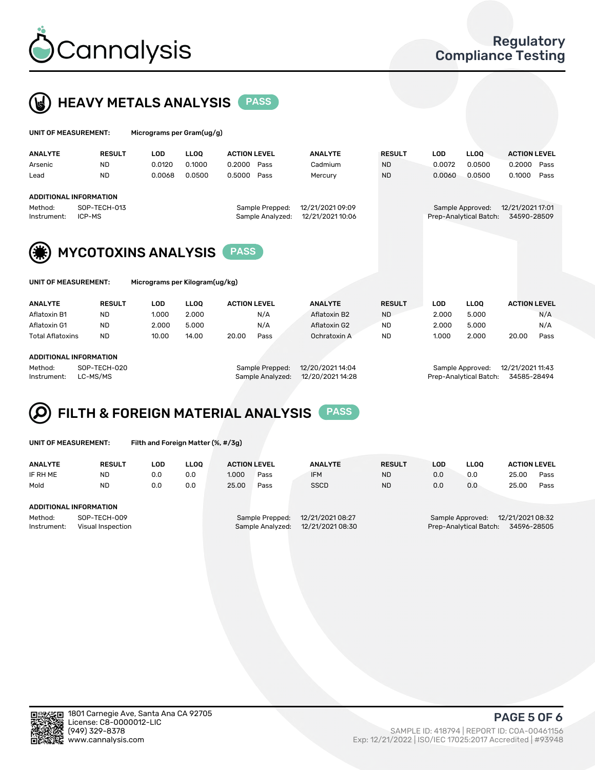# Cannalysis

Regulatory Compliance Testing

## HEAVY METALS ANALYSIS PASS

**UNIT OF MEASUREMENT:** Micrograms per Gram(ug/g)

| ANALYTE | RESULT | LOD | LLOQ | ACTION LEVEL | | ANALYTE | RESULT | LOD | LLOQ | ACTION LEVEL | |
|---|---|---|---|---|---|---|---|---|---|---|---|
| Arsenic | ND | 0.0120 | 0.1000 | 0.2000 | Pass | Cadmium | ND | 0.0072 | 0.0500 | 0.2000 | Pass |
| Lead | ND | 0.0068 | 0.0500 | 0.5000 | Pass | Mercury | ND | 0.0060 | 0.0500 | 0.1000 | Pass |

**ADDITIONAL INFORMATION**

Method: SOP-TECH-013
Instrument: ICP-MS
Sample Prepped: 12/21/2021 09:09
Sample Analyzed: 12/21/2021 10:06
Sample Approved: 12/21/2021 17:01
Prep-Analytical Batch: 34590-28509

## MYCOTOXINS ANALYSIS PASS

**UNIT OF MEASUREMENT:** Micrograms per Kilogram(ug/kg)

| ANALYTE | RESULT | LOD | LLOQ | ACTION LEVEL | | ANALYTE | RESULT | LOD | LLOQ | ACTION LEVEL | |
|---|---|---|---|---|---|---|---|---|---|---|---|
| Aflatoxin B1 | ND | 1.000 | 2.000 | | N/A | Aflatoxin B2 | ND | 2.000 | 5.000 | | N/A |
| Aflatoxin G1 | ND | 2.000 | 5.000 | | N/A | Aflatoxin G2 | ND | 2.000 | 5.000 | | N/A |
| Total Aflatoxins | ND | 10.00 | 14.00 | 20.00 | Pass | Ochratoxin A | ND | 1.000 | 2.000 | 20.00 | Pass |

**ADDITIONAL INFORMATION**

Method: SOP-TECH-020
Instrument: LC-MS/MS
Sample Prepped: 12/20/2021 14:04
Sample Analyzed: 12/20/2021 14:28
Sample Approved: 12/21/2021 11:43
Prep-Analytical Batch: 34585-28494

## FILTH & FOREIGN MATERIAL ANALYSIS PASS

**UNIT OF MEASUREMENT:** Filth and Foreign Matter (%, #/3g)

| ANALYTE | RESULT | LOD | LLOQ | ACTION LEVEL | | ANALYTE | RESULT | LOD | LLOQ | ACTION LEVEL | |
|---|---|---|---|---|---|---|---|---|---|---|---|
| IF RH ME | ND | 0.0 | 0.0 | 1.000 | Pass | IFM | ND | 0.0 | 0.0 | 25.00 | Pass |
| Mold | ND | 0.0 | 0.0 | 25.00 | Pass | SSCD | ND | 0.0 | 0.0 | 25.00 | Pass |

**ADDITIONAL INFORMATION**

Method: SOP-TECH-009
Instrument: Visual Inspection
Sample Prepped: 12/21/2021 08:27
Sample Analyzed: 12/21/2021 08:30
Sample Approved: 12/21/2021 08:32
Prep-Analytical Batch: 34596-28505

1801 Carnegie Ave, Santa Ana CA 92705
License: C8-0000012-LIC
(949) 329-8378
www.cannalysis.com

SAMPLE ID: 418794 | REPORT ID: COA-00461156
Exp: 12/21/2022 | ISO/IEC 17025:2017 Accredited | #93948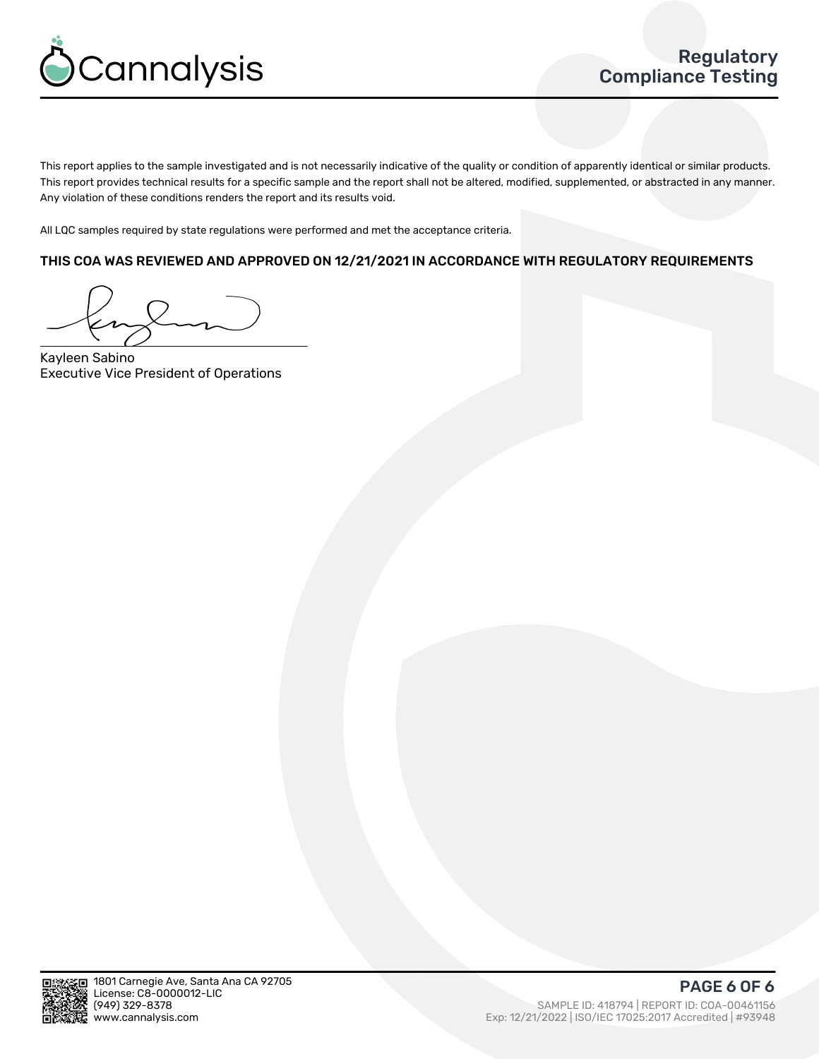This report applies to the sample investigated and is not necessarily indicative of the quality or condition of apparently identical or similar products. This report provides technical results for a specific sample and the report shall not be altered, modified, supplemented, or abstracted in any manner. Any violation of these conditions renders the report and its results void.

All LQC samples required by state regulations were performed and met the acceptance criteria.

**THIS COA WAS REVIEWED AND APPROVED ON 12/21/2021 IN ACCORDANCE WITH REGULATORY REQUIREMENTS**

Kayleen Sabino
Executive Vice President of Operations